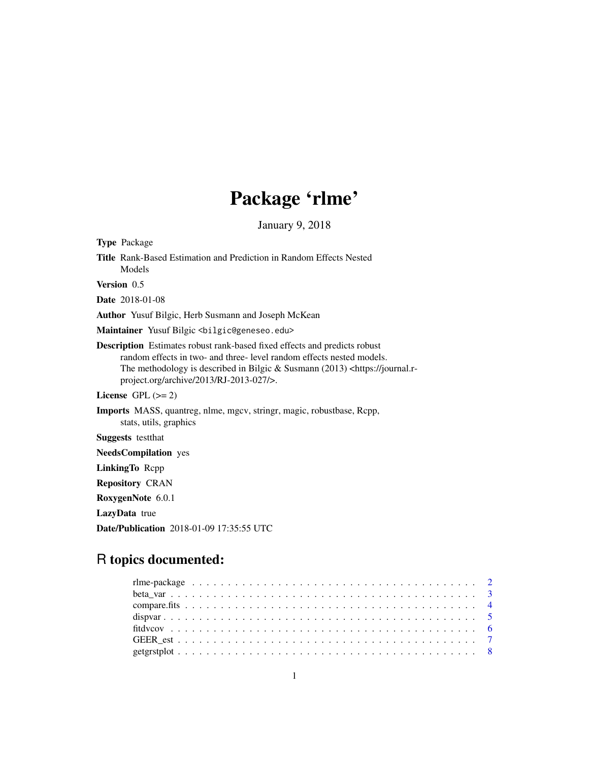# Package 'rlme'

January 9, 2018

**Type** Package

**Title** Rank-Based Estimation and Prediction in Random Effects Nested Models

**Version** 0.5

**Date** 2018-01-08

**Author** Yusuf Bilgic, Herb Susmann and Joseph McKean

**Maintainer** Yusuf Bilgic <bilgic@geneseo.edu>

**Description** Estimates robust rank-based fixed effects and predicts robust random effects in two- and three- level random effects nested models. The methodology is described in Bilgic & Susmann (2013) <https://journal.r-project.org/archive/2013/RJ-2013-027/>.

**License** GPL (>= 2)

**Imports** MASS, quantreg, nlme, mgcv, stringr, magic, robustbase, Rcpp, stats, utils, graphics

**Suggests** testthat

**NeedsCompilation** yes

**LinkingTo** Rcpp

**Repository** CRAN

**RoxygenNote** 6.0.1

**LazyData** true

**Date/Publication** 2018-01-09 17:35:55 UTC

## R topics documented:

| | |
|---|---|
| rlme-package | 2 |
| beta_var | 3 |
| compare.fits | 4 |
| dispvar | 5 |
| fitdvcov | 6 |
| GEER_est | 7 |
| getgrstplot | 8 |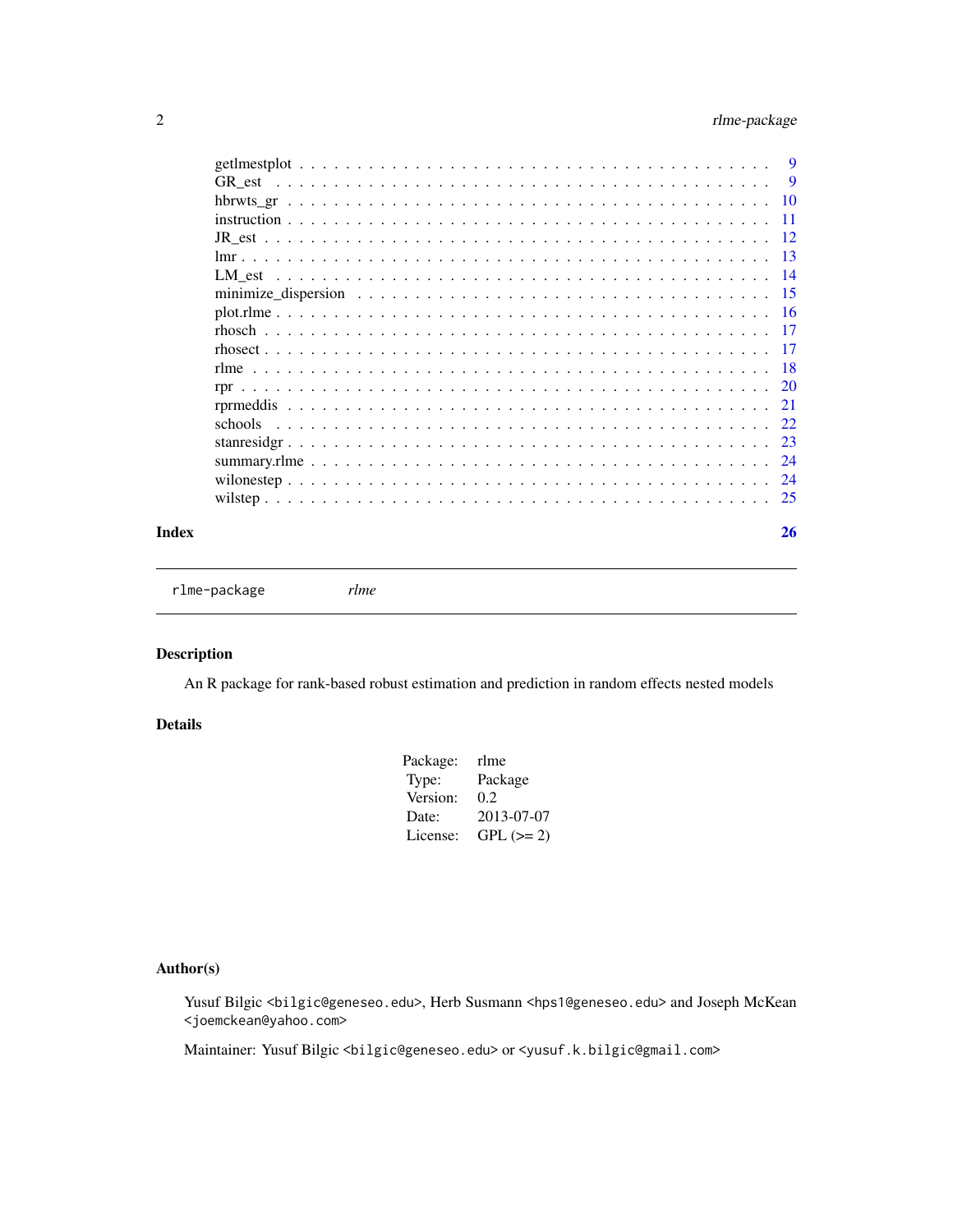| | |
|---|---|
| getlmestplot | 9 |
| GR_est | 9 |
| hbrwts_gr | 10 |
| instruction | 11 |
| JR_est | 12 |
| lmr | 13 |
| LM_est | 14 |
| minimize_dispersion | 15 |
| plot.rlme | 16 |
| rhosch | 17 |
| rhosect | 17 |
| rlme | 18 |
| rpr | 20 |
| rprmeddis | 21 |
| schools | 22 |
| stanresidgr | 23 |
| summary.rlme | 24 |
| wilonestep | 24 |
| wilstep | 25 |

**Index** **26**

---

`rlme-package` *rlme*

---

## Description

An R package for rank-based robust estimation and prediction in random effects nested models

## Details

| | |
|---|---|
| Package: | rlme |
| Type: | Package |
| Version: | 0.2 |
| Date: | 2013-07-07 |
| License: | GPL (>= 2) |

## Author(s)

Yusuf Bilgic <bilgic@geneseo.edu>, Herb Susmann <hps1@geneseo.edu> and Joseph McKean <joemckean@yahoo.com>

Maintainer: Yusuf Bilgic <bilgic@geneseo.edu> or <yusuf.k.bilgic@gmail.com>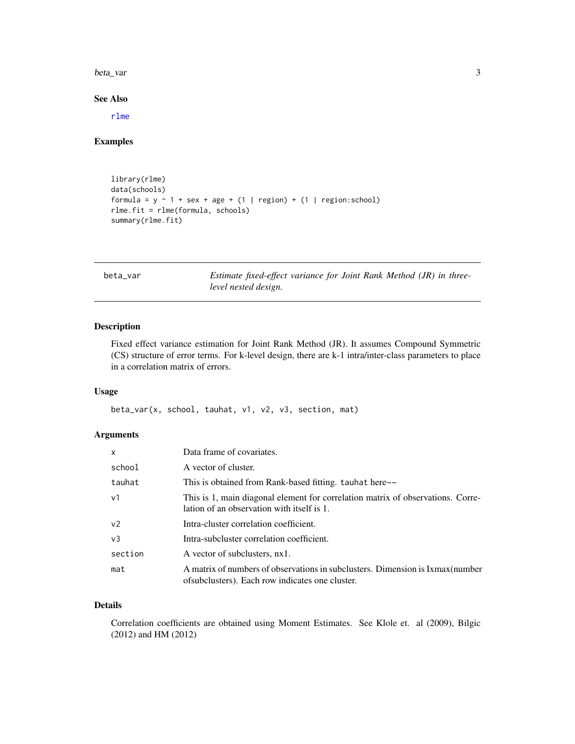### See Also

rlme

### Examples

```
library(rlme)
data(schools)
formula = y ~ 1 + sex + age + (1 | region) + (1 | region:school)
rlme.fit = rlme(formula, schools)
summary(rlme.fit)
```

---

## beta_var — *Estimate fixed-effect variance for Joint Rank Method (JR) in three-level nested design.*

---

### Description

Fixed effect variance estimation for Joint Rank Method (JR). It assumes Compound Symmetric (CS) structure of error terms. For k-level design, there are k-1 intra/inter-class parameters to place in a correlation matrix of errors.

### Usage

```
beta_var(x, school, tauhat, v1, v2, v3, section, mat)
```

### Arguments

| | |
|---|---|
| x | Data frame of covariates. |
| school | A vector of cluster. |
| tauhat | This is obtained from Rank-based fitting. tauhat here~~ |
| v1 | This is 1, main diagonal element for correlation matrix of observations. Correlation of an observation with itself is 1. |
| v2 | Intra-cluster correlation coefficient. |
| v3 | Intra-subcluster correlation coefficient. |
| section | A vector of subclusters, nx1. |
| mat | A matrix of numbers of observations in subclusters. Dimension is Ixmax(number ofsubclusters). Each row indicates one cluster. |

### Details

Correlation coefficients are obtained using Moment Estimates. See Klole et. al (2009), Bilgic (2012) and HM (2012)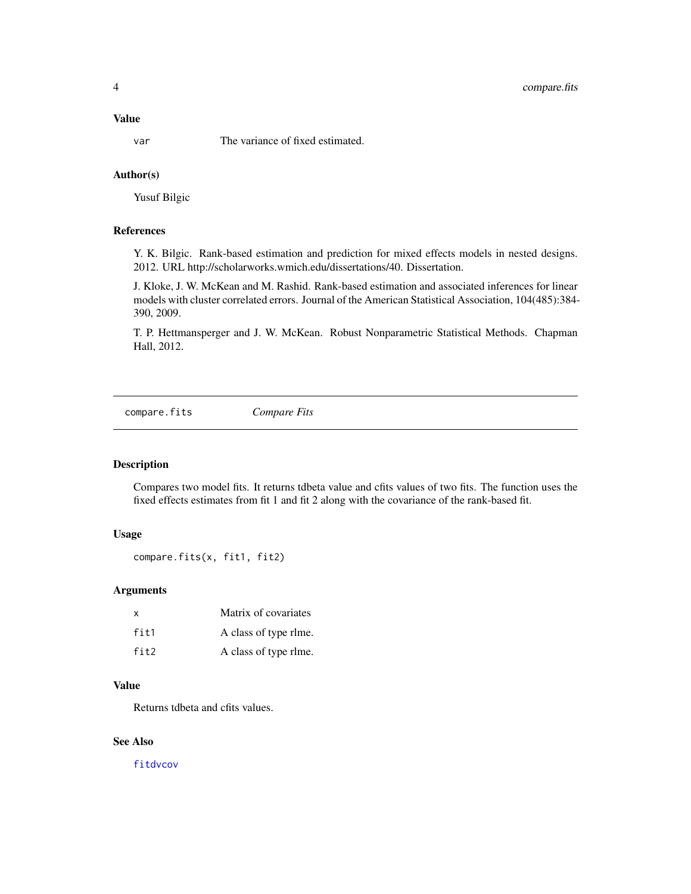### Value

| | |
|---|---|
| var | The variance of fixed estimated. |

### Author(s)

Yusuf Bilgic

### References

Y. K. Bilgic. Rank-based estimation and prediction for mixed effects models in nested designs. 2012. URL http://scholarworks.wmich.edu/dissertations/40. Dissertation.

J. Kloke, J. W. McKean and M. Rashid. Rank-based estimation and associated inferences for linear models with cluster correlated errors. Journal of the American Statistical Association, 104(485):384-390, 2009.

T. P. Hettmansperger and J. W. McKean. Robust Nonparametric Statistical Methods. Chapman Hall, 2012.

---

## compare.fits — *Compare Fits*

---

### Description

Compares two model fits. It returns tdbeta value and cfits values of two fits. The function uses the fixed effects estimates from fit 1 and fit 2 along with the covariance of the rank-based fit.

### Usage

```
compare.fits(x, fit1, fit2)
```

### Arguments

| | |
|---|---|
| x | Matrix of covariates |
| fit1 | A class of type rlme. |
| fit2 | A class of type rlme. |

### Value

Returns tdbeta and cfits values.

### See Also

fitdvcov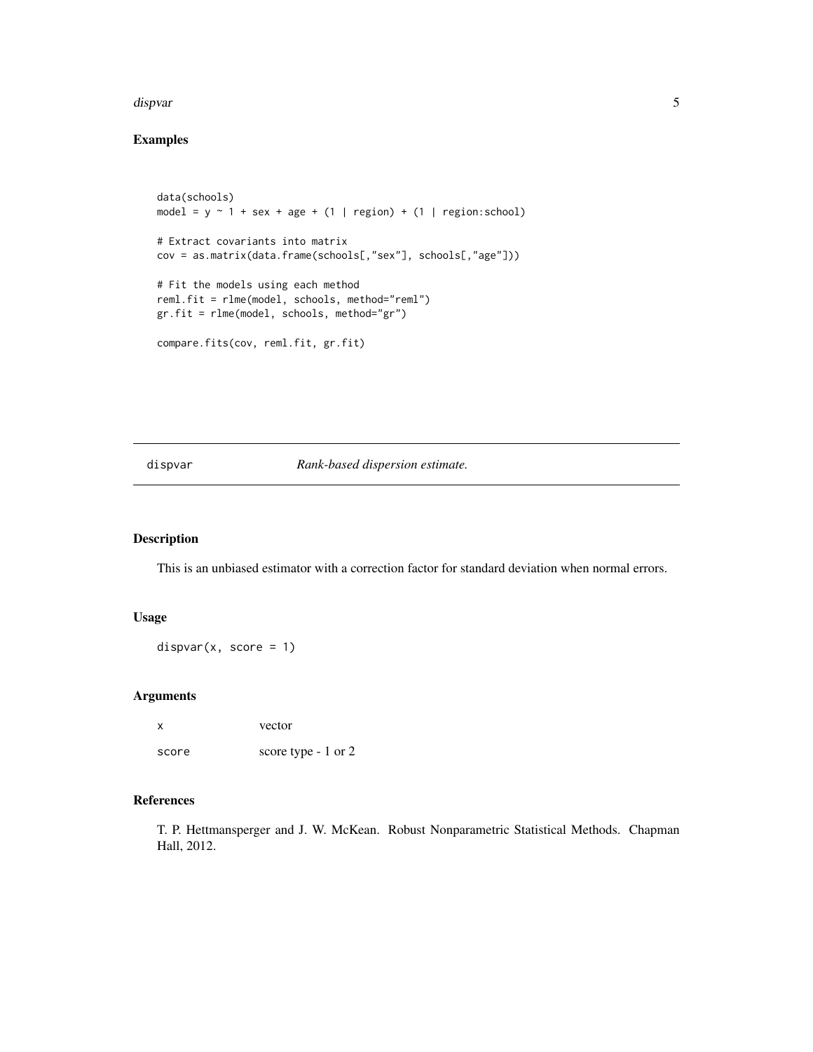## Examples

```
data(schools)
model = y ~ 1 + sex + age + (1 | region) + (1 | region:school)

# Extract covariants into matrix
cov = as.matrix(data.frame(schools[,"sex"], schools[,"age"]))

# Fit the models using each method
reml.fit = rlme(model, schools, method="reml")
gr.fit = rlme(model, schools, method="gr")

compare.fits(cov, reml.fit, gr.fit)
```

---

# dispvar *Rank-based dispersion estimate.*

---

## Description

This is an unbiased estimator with a correction factor for standard deviation when normal errors.

## Usage

```
dispvar(x, score = 1)
```

## Arguments

| | |
|---|---|
| x | vector |
| score | score type - 1 or 2 |

## References

T. P. Hettmansperger and J. W. McKean. Robust Nonparametric Statistical Methods. Chapman Hall, 2012.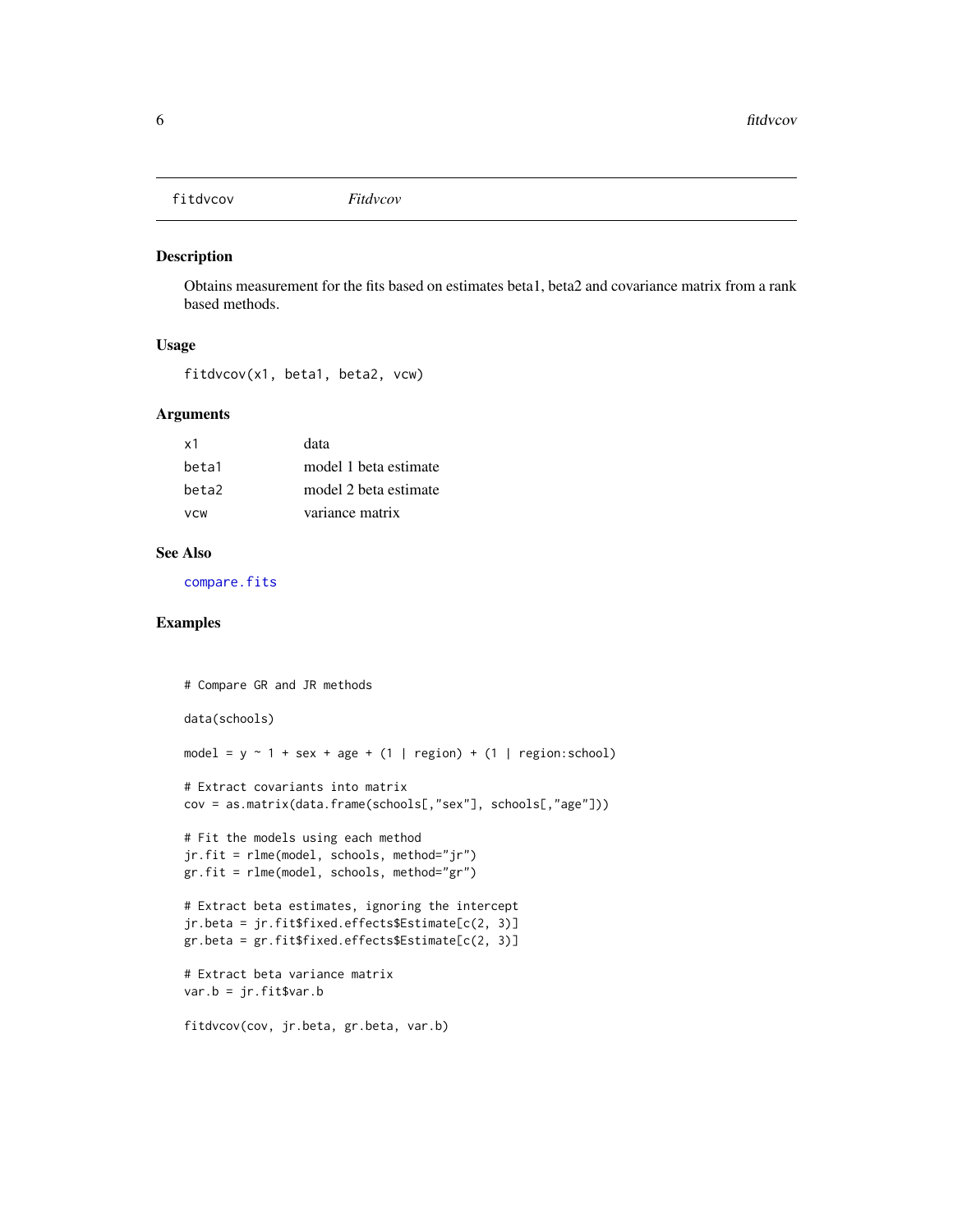# fitdvcov *Fitdvcov*

## Description

Obtains measurement for the fits based on estimates beta1, beta2 and covariance matrix from a rank based methods.

## Usage

```
fitdvcov(x1, beta1, beta2, vcw)
```

## Arguments

| | |
|---|---|
| x1 | data |
| beta1 | model 1 beta estimate |
| beta2 | model 2 beta estimate |
| vcw | variance matrix |

## See Also

compare.fits

## Examples

```
# Compare GR and JR methods

data(schools)

model = y ~ 1 + sex + age + (1 | region) + (1 | region:school)

# Extract covariants into matrix
cov = as.matrix(data.frame(schools[,"sex"], schools[,"age"]))

# Fit the models using each method
jr.fit = rlme(model, schools, method="jr")
gr.fit = rlme(model, schools, method="gr")

# Extract beta estimates, ignoring the intercept
jr.beta = jr.fit$fixed.effects$Estimate[c(2, 3)]
gr.beta = gr.fit$fixed.effects$Estimate[c(2, 3)]

# Extract beta variance matrix
var.b = jr.fit$var.b

fitdvcov(cov, jr.beta, gr.beta, var.b)
```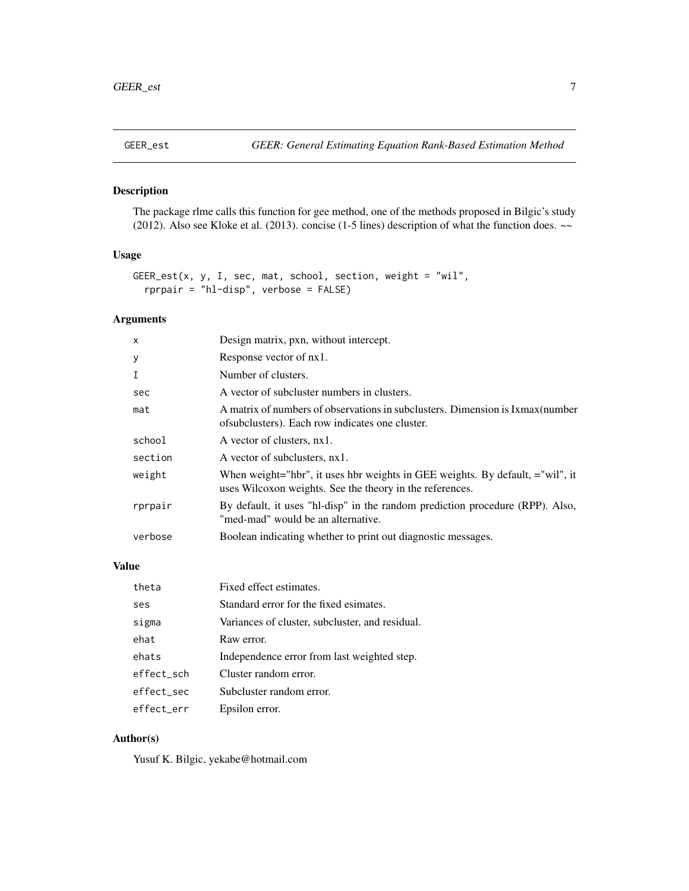GEER_est    *GEER: General Estimating Equation Rank-Based Estimation Method*

## Description

The package rlme calls this function for gee method, one of the methods proposed in Bilgic's study (2012). Also see Kloke et al. (2013). concise (1-5 lines) description of what the function does. ~~

## Usage

```
GEER_est(x, y, I, sec, mat, school, section, weight = "wil",
  rprpair = "hl-disp", verbose = FALSE)
```

## Arguments

| | |
|---|---|
| x | Design matrix, pxn, without intercept. |
| y | Response vector of nx1. |
| I | Number of clusters. |
| sec | A vector of subcluster numbers in clusters. |
| mat | A matrix of numbers of observations in subclusters. Dimension is Ixmax(number ofsubclusters). Each row indicates one cluster. |
| school | A vector of clusters, nx1. |
| section | A vector of subclusters, nx1. |
| weight | When weight="hbr", it uses hbr weights in GEE weights. By default, ="wil", it uses Wilcoxon weights. See the theory in the references. |
| rprpair | By default, it uses "hl-disp" in the random prediction procedure (RPP). Also, "med-mad" would be an alternative. |
| verbose | Boolean indicating whether to print out diagnostic messages. |

## Value

| | |
|---|---|
| theta | Fixed effect estimates. |
| ses | Standard error for the fixed esimates. |
| sigma | Variances of cluster, subcluster, and residual. |
| ehat | Raw error. |
| ehats | Independence error from last weighted step. |
| effect_sch | Cluster random error. |
| effect_sec | Subcluster random error. |
| effect_err | Epsilon error. |

## Author(s)

Yusuf K. Bilgic, yekabe@hotmail.com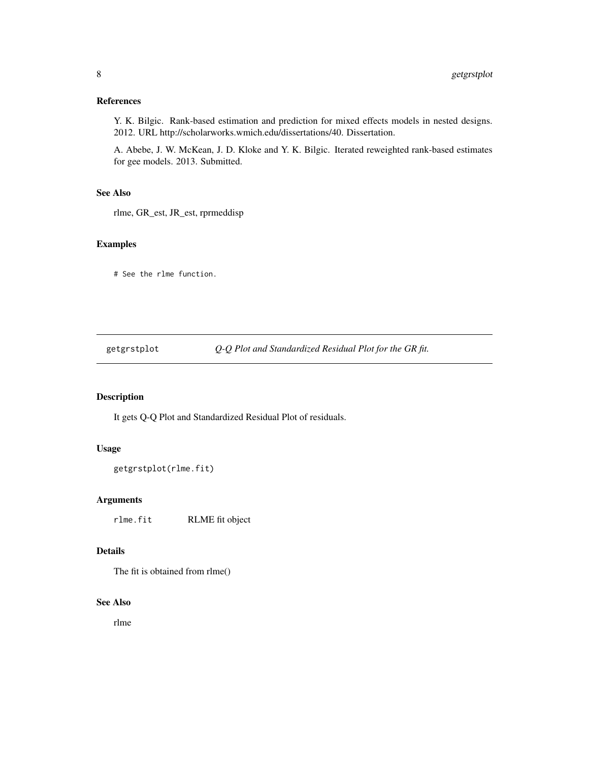## References

Y. K. Bilgic. Rank-based estimation and prediction for mixed effects models in nested designs. 2012. URL http://scholarworks.wmich.edu/dissertations/40. Dissertation.

A. Abebe, J. W. McKean, J. D. Kloke and Y. K. Bilgic. Iterated reweighted rank-based estimates for gee models. 2013. Submitted.

## See Also

rlme, GR_est, JR_est, rprmeddisp

## Examples

```
# See the rlme function.
```

---

# getgrstplot — *Q-Q Plot and Standardized Residual Plot for the GR fit.*

---

## Description

It gets Q-Q Plot and Standardized Residual Plot of residuals.

## Usage

```
getgrstplot(rlme.fit)
```

## Arguments

| | |
|---|---|
| `rlme.fit` | RLME fit object |

## Details

The fit is obtained from rlme()

## See Also

rlme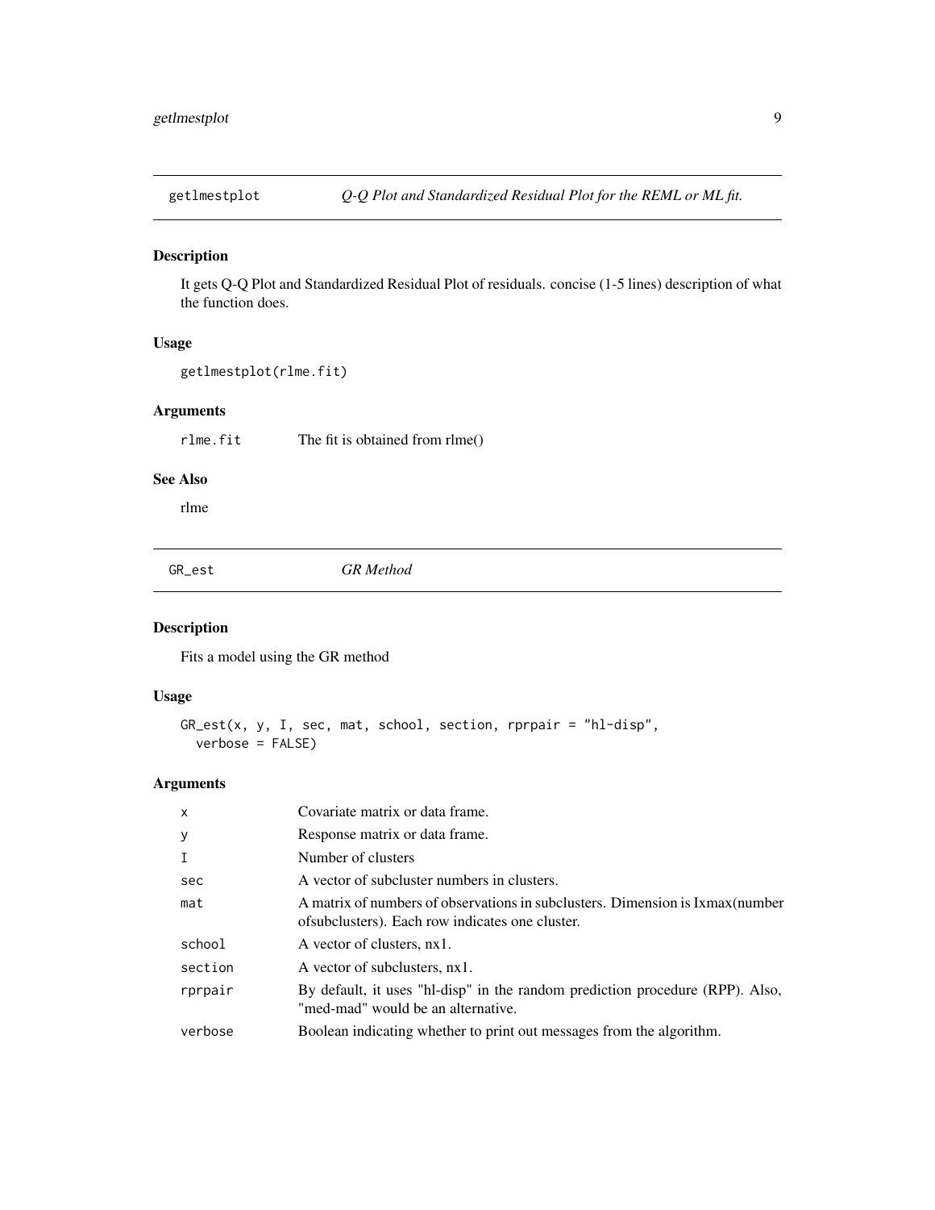## getlmestplot — *Q-Q Plot and Standardized Residual Plot for the REML or ML fit.*

### Description

It gets Q-Q Plot and Standardized Residual Plot of residuals. concise (1-5 lines) description of what the function does.

### Usage

```
getlmestplot(rlme.fit)
```

### Arguments

| | |
|---|---|
| rlme.fit | The fit is obtained from rlme() |

### See Also

rlme

## GR_est — *GR Method*

### Description

Fits a model using the GR method

### Usage

```
GR_est(x, y, I, sec, mat, school, section, rprpair = "hl-disp",
  verbose = FALSE)
```

### Arguments

| | |
|---|---|
| x | Covariate matrix or data frame. |
| y | Response matrix or data frame. |
| I | Number of clusters |
| sec | A vector of subcluster numbers in clusters. |
| mat | A matrix of numbers of observations in subclusters. Dimension is Ixmax(number ofsubclusters). Each row indicates one cluster. |
| school | A vector of clusters, nx1. |
| section | A vector of subclusters, nx1. |
| rprpair | By default, it uses "hl-disp" in the random prediction procedure (RPP). Also, "med-mad" would be an alternative. |
| verbose | Boolean indicating whether to print out messages from the algorithm. |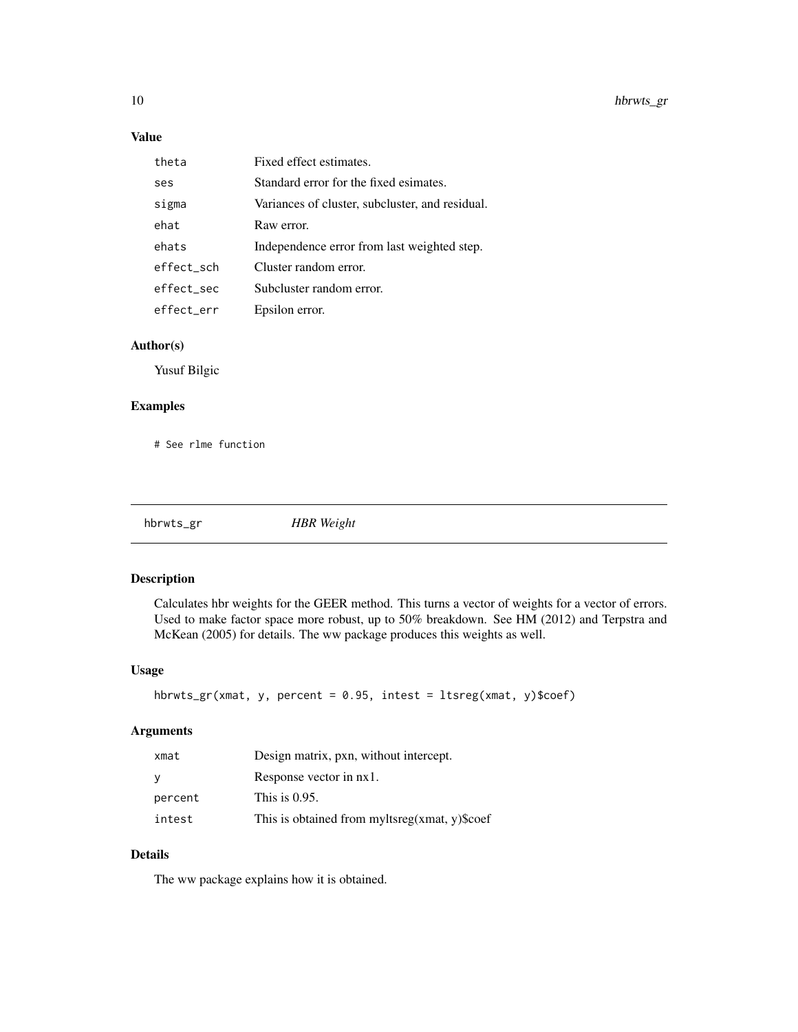## Value

| | |
|---|---|
| theta | Fixed effect estimates. |
| ses | Standard error for the fixed esimates. |
| sigma | Variances of cluster, subcluster, and residual. |
| ehat | Raw error. |
| ehats | Independence error from last weighted step. |
| effect_sch | Cluster random error. |
| effect_sec | Subcluster random error. |
| effect_err | Epsilon error. |

## Author(s)

Yusuf Bilgic

## Examples

```
# See rlme function
```

---

# hbrwts_gr *HBR Weight*

## Description

Calculates hbr weights for the GEER method. This turns a vector of weights for a vector of errors. Used to make factor space more robust, up to 50% breakdown. See HM (2012) and Terpstra and McKean (2005) for details. The ww package produces this weights as well.

## Usage

```
hbrwts_gr(xmat, y, percent = 0.95, intest = ltsreg(xmat, y)$coef)
```

## Arguments

| | |
|---|---|
| xmat | Design matrix, pxn, without intercept. |
| y | Response vector in nx1. |
| percent | This is 0.95. |
| intest | This is obtained from myltsreg(xmat, y)$coef |

## Details

The ww package explains how it is obtained.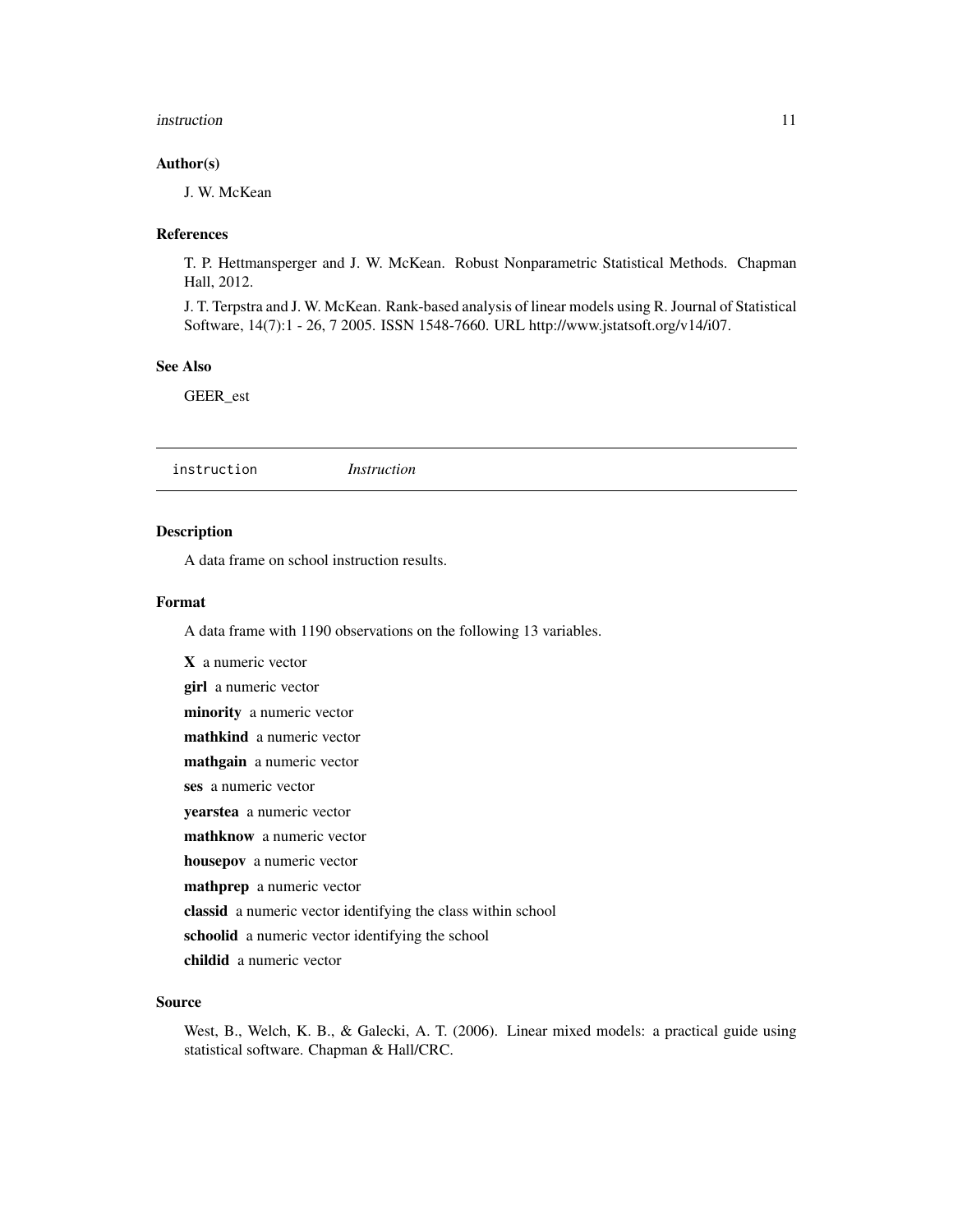### Author(s)

J. W. McKean

### References

T. P. Hettmansperger and J. W. McKean. Robust Nonparametric Statistical Methods. Chapman Hall, 2012.

J. T. Terpstra and J. W. McKean. Rank-based analysis of linear models using R. Journal of Statistical Software, 14(7):1 - 26, 7 2005. ISSN 1548-7660. URL http://www.jstatsoft.org/v14/i07.

### See Also

GEER_est

---

## instruction *Instruction*

---

### Description

A data frame on school instruction results.

### Format

A data frame with 1190 observations on the following 13 variables.

**X** a numeric vector

**girl** a numeric vector

**minority** a numeric vector

**mathkind** a numeric vector

**mathgain** a numeric vector

**ses** a numeric vector

**yearstea** a numeric vector

**mathknow** a numeric vector

**housepov** a numeric vector

**mathprep** a numeric vector

**classid** a numeric vector identifying the class within school

**schoolid** a numeric vector identifying the school

**childid** a numeric vector

### Source

West, B., Welch, K. B., & Galecki, A. T. (2006). Linear mixed models: a practical guide using statistical software. Chapman & Hall/CRC.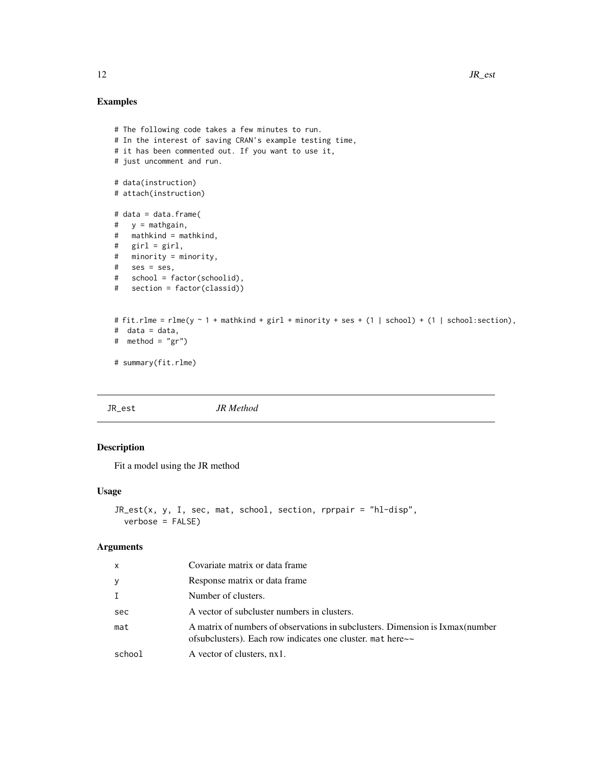## Examples

```
# The following code takes a few minutes to run.
# In the interest of saving CRAN's example testing time,
# it has been commented out. If you want to use it,
# just uncomment and run.

# data(instruction)
# attach(instruction)

# data = data.frame(
#   y = mathgain,
#   mathkind = mathkind,
#   girl = girl,
#   minority = minority,
#   ses = ses,
#   school = factor(schoolid),
#   section = factor(classid))


# fit.rlme = rlme(y ~ 1 + mathkind + girl + minority + ses + (1 | school) + (1 | school:section),
#  data = data,
#  method = "gr")

# summary(fit.rlme)
```

---

JR_est *JR Method*

---

## Description

Fit a model using the JR method

## Usage

```
JR_est(x, y, I, sec, mat, school, section, rprpair = "hl-disp",
  verbose = FALSE)
```

## Arguments

| | |
|---|---|
| x | Covariate matrix or data frame |
| y | Response matrix or data frame |
| I | Number of clusters. |
| sec | A vector of subcluster numbers in clusters. |
| mat | A matrix of numbers of observations in subclusters. Dimension is Ixmax(number ofsubclusters). Each row indicates one cluster. mat here~~ |
| school | A vector of clusters, nx1. |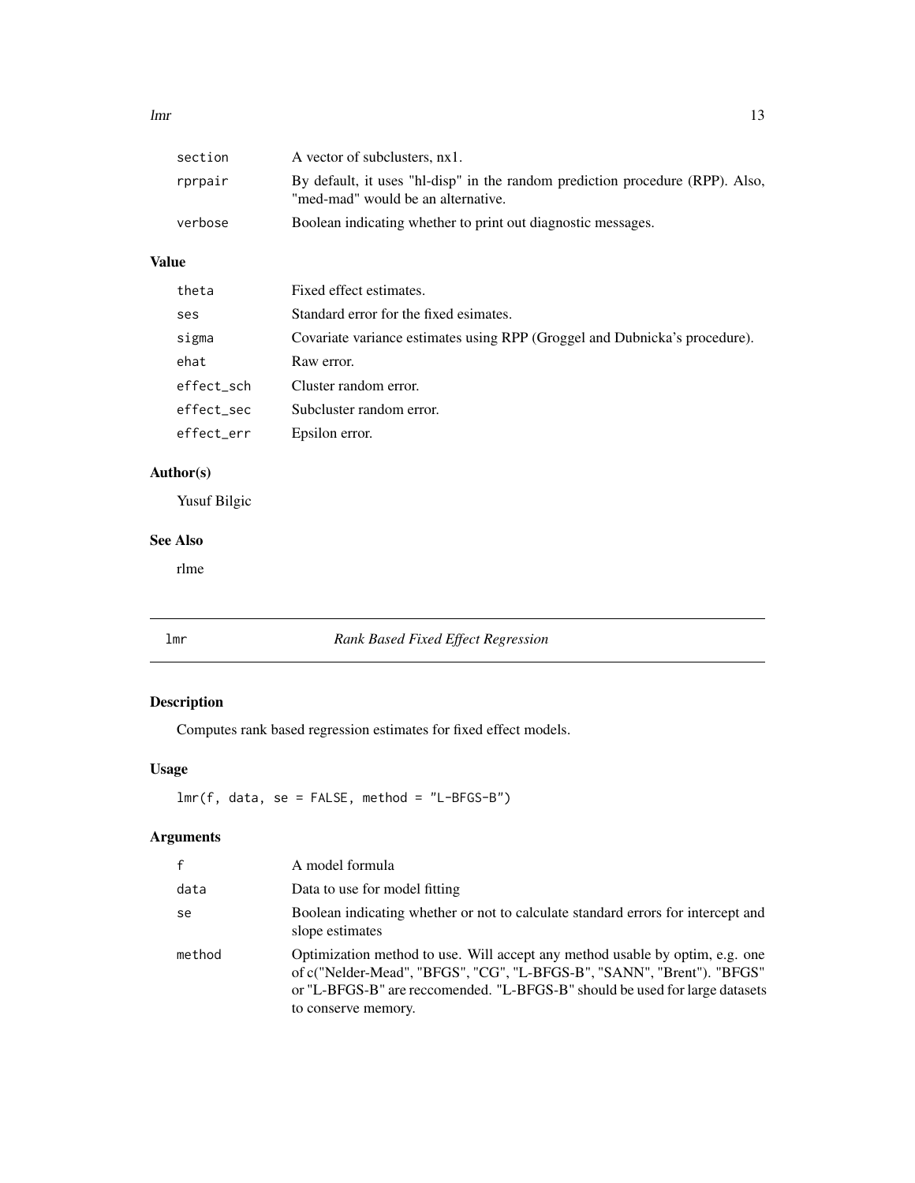| | |
|---|---|
| section | A vector of subclusters, nx1. |
| rprpair | By default, it uses "hl-disp" in the random prediction procedure (RPP). Also, "med-mad" would be an alternative. |
| verbose | Boolean indicating whether to print out diagnostic messages. |

## Value

| | |
|---|---|
| theta | Fixed effect estimates. |
| ses | Standard error for the fixed esimates. |
| sigma | Covariate variance estimates using RPP (Groggel and Dubnicka's procedure). |
| ehat | Raw error. |
| effect_sch | Cluster random error. |
| effect_sec | Subcluster random error. |
| effect_err | Epsilon error. |

## Author(s)

Yusuf Bilgic

## See Also

rlme

---

# lmr *Rank Based Fixed Effect Regression*

## Description

Computes rank based regression estimates for fixed effect models.

## Usage

```
lmr(f, data, se = FALSE, method = "L-BFGS-B")
```

## Arguments

| | |
|---|---|
| f | A model formula |
| data | Data to use for model fitting |
| se | Boolean indicating whether or not to calculate standard errors for intercept and slope estimates |
| method | Optimization method to use. Will accept any method usable by optim, e.g. one of c("Nelder-Mead", "BFGS", "CG", "L-BFGS-B", "SANN", "Brent"). "BFGS" or "L-BFGS-B" are reccomended. "L-BFGS-B" should be used for large datasets to conserve memory. |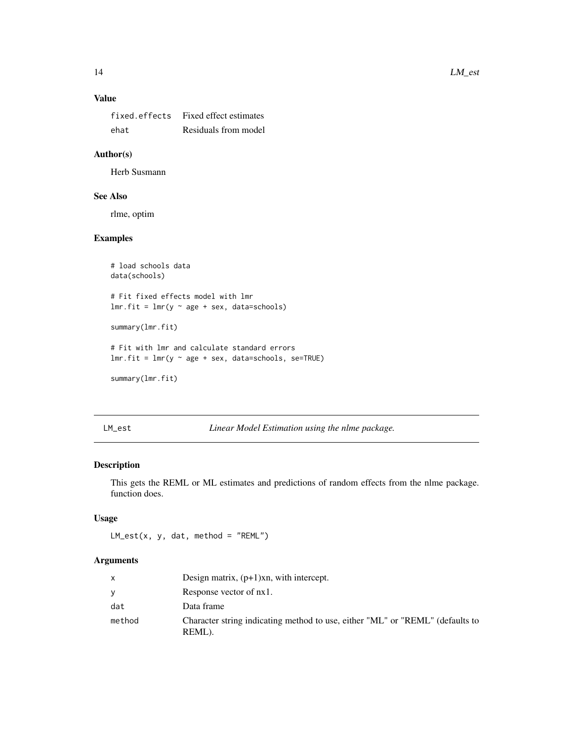### Value

| | |
|---|---|
| fixed.effects | Fixed effect estimates |
| ehat | Residuals from model |

### Author(s)

Herb Susmann

### See Also

rlme, optim

### Examples

```
# load schools data
data(schools)

# Fit fixed effects model with lmr
lmr.fit = lmr(y ~ age + sex, data=schools)

summary(lmr.fit)

# Fit with lmr and calculate standard errors
lmr.fit = lmr(y ~ age + sex, data=schools, se=TRUE)

summary(lmr.fit)
```

---

## LM_est — *Linear Model Estimation using the nlme package.*

### Description

This gets the REML or ML estimates and predictions of random effects from the nlme package. function does.

### Usage

```
LM_est(x, y, dat, method = "REML")
```

### Arguments

| | |
|---|---|
| x | Design matrix, (p+1)xn, with intercept. |
| y | Response vector of nx1. |
| dat | Data frame |
| method | Character string indicating method to use, either "ML" or "REML" (defaults to REML). |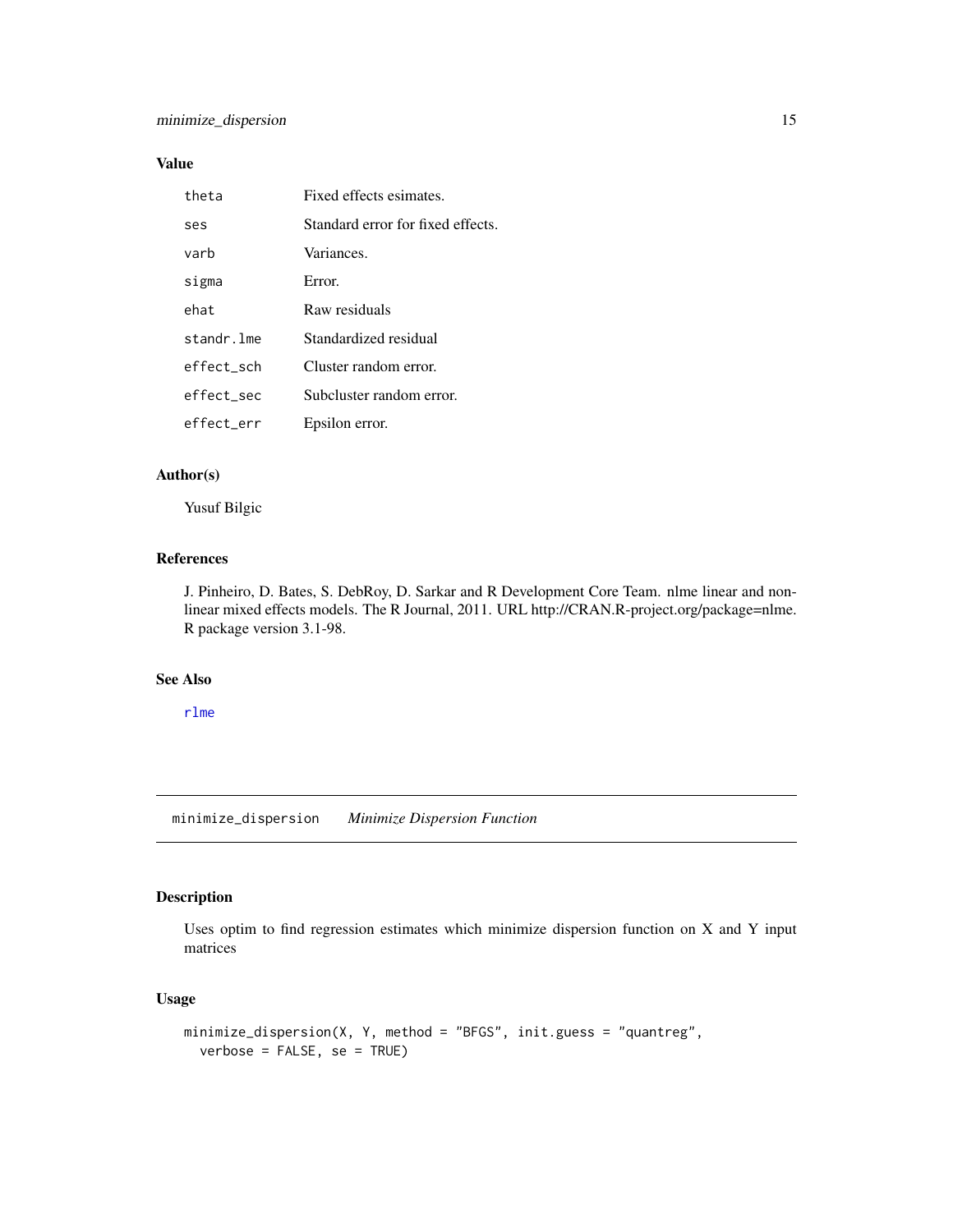### Value

| | |
|---|---|
| `theta` | Fixed effects esimates. |
| `ses` | Standard error for fixed effects. |
| `varb` | Variances. |
| `sigma` | Error. |
| `ehat` | Raw residuals |
| `standr.lme` | Standardized residual |
| `effect_sch` | Cluster random error. |
| `effect_sec` | Subcluster random error. |
| `effect_err` | Epsilon error. |

### Author(s)

Yusuf Bilgic

### References

J. Pinheiro, D. Bates, S. DebRoy, D. Sarkar and R Development Core Team. nlme linear and nonlinear mixed effects models. The R Journal, 2011. URL http://CRAN.R-project.org/package=nlme. R package version 3.1-98.

### See Also

`rlme`

---

## `minimize_dispersion` *Minimize Dispersion Function*

### Description

Uses optim to find regression estimates which minimize dispersion function on X and Y input matrices

### Usage

```
minimize_dispersion(X, Y, method = "BFGS", init.guess = "quantreg",
  verbose = FALSE, se = TRUE)
```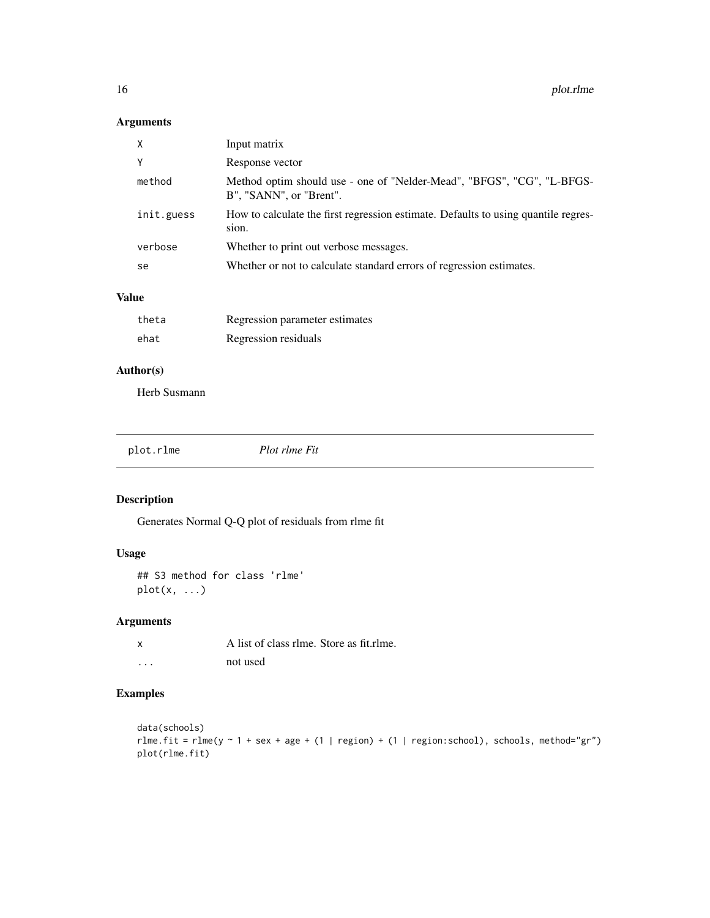### Arguments

| | |
|---|---|
| X | Input matrix |
| Y | Response vector |
| method | Method optim should use - one of "Nelder-Mead", "BFGS", "CG", "L-BFGS-B", "SANN", or "Brent". |
| init.guess | How to calculate the first regression estimate. Defaults to using quantile regression. |
| verbose | Whether to print out verbose messages. |
| se | Whether or not to calculate standard errors of regression estimates. |

### Value

| | |
|---|---|
| theta | Regression parameter estimates |
| ehat | Regression residuals |

### Author(s)

Herb Susmann

---

## plot.rlme — *Plot rlme Fit*

---

### Description

Generates Normal Q-Q plot of residuals from rlme fit

### Usage

```
## S3 method for class 'rlme'
plot(x, ...)
```

### Arguments

| | |
|---|---|
| x | A list of class rlme. Store as fit.rlme. |
| ... | not used |

### Examples

```
data(schools)
rlme.fit = rlme(y ~ 1 + sex + age + (1 | region) + (1 | region:school), schools, method="gr")
plot(rlme.fit)
```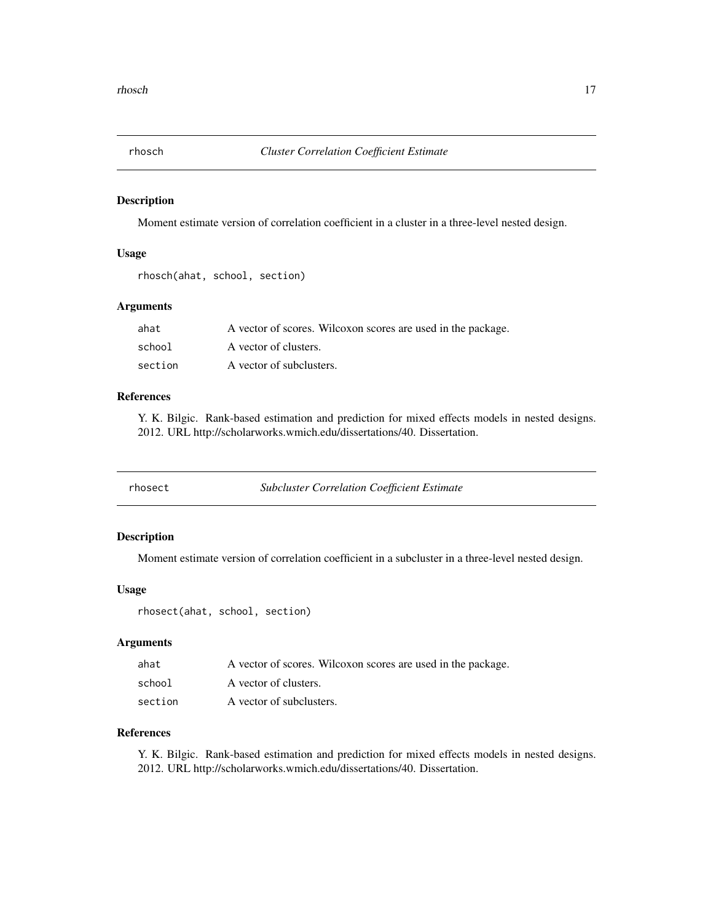## rhosch — *Cluster Correlation Coefficient Estimate*

### Description

Moment estimate version of correlation coefficient in a cluster in a three-level nested design.

### Usage

```
rhosch(ahat, school, section)
```

### Arguments

| | |
|---|---|
| ahat | A vector of scores. Wilcoxon scores are used in the package. |
| school | A vector of clusters. |
| section | A vector of subclusters. |

### References

Y. K. Bilgic. Rank-based estimation and prediction for mixed effects models in nested designs. 2012. URL http://scholarworks.wmich.edu/dissertations/40. Dissertation.

## rhosect — *Subcluster Correlation Coefficient Estimate*

### Description

Moment estimate version of correlation coefficient in a subcluster in a three-level nested design.

### Usage

```
rhosect(ahat, school, section)
```

### Arguments

| | |
|---|---|
| ahat | A vector of scores. Wilcoxon scores are used in the package. |
| school | A vector of clusters. |
| section | A vector of subclusters. |

### References

Y. K. Bilgic. Rank-based estimation and prediction for mixed effects models in nested designs. 2012. URL http://scholarworks.wmich.edu/dissertations/40. Dissertation.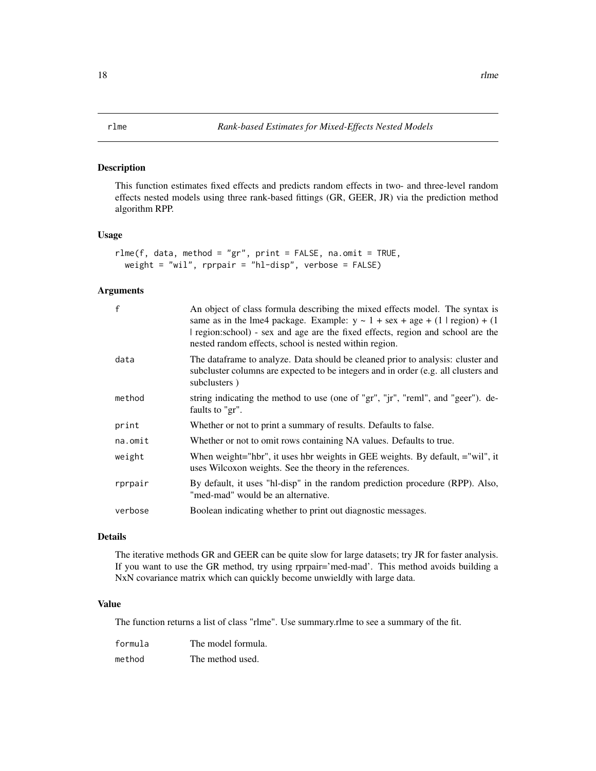# rlme — *Rank-based Estimates for Mixed-Effects Nested Models*

## Description

This function estimates fixed effects and predicts random effects in two- and three-level random effects nested models using three rank-based fittings (GR, GEER, JR) via the prediction method algorithm RPP.

## Usage

```
rlme(f, data, method = "gr", print = FALSE, na.omit = TRUE,
  weight = "wil", rprpair = "hl-disp", verbose = FALSE)
```

## Arguments

| | |
|---|---|
| f | An object of class formula describing the mixed effects model. The syntax is same as in the lme4 package. Example: y ~ 1 + sex + age + (1 \| region) + (1 \| region:school) - sex and age are the fixed effects, region and school are the nested random effects, school is nested within region. |
| data | The dataframe to analyze. Data should be cleaned prior to analysis: cluster and subcluster columns are expected to be integers and in order (e.g. all clusters and subclusters ) |
| method | string indicating the method to use (one of "gr", "jr", "reml", and "geer"). defaults to "gr". |
| print | Whether or not to print a summary of results. Defaults to false. |
| na.omit | Whether or not to omit rows containing NA values. Defaults to true. |
| weight | When weight="hbr", it uses hbr weights in GEE weights. By default, ="wil", it uses Wilcoxon weights. See the theory in the references. |
| rprpair | By default, it uses "hl-disp" in the random prediction procedure (RPP). Also, "med-mad" would be an alternative. |
| verbose | Boolean indicating whether to print out diagnostic messages. |

## Details

The iterative methods GR and GEER can be quite slow for large datasets; try JR for faster analysis. If you want to use the GR method, try using rprpair='med-mad'. This method avoids building a NxN covariance matrix which can quickly become unwieldly with large data.

## Value

The function returns a list of class "rlme". Use summary.rlme to see a summary of the fit.

| | |
|---|---|
| formula | The model formula. |
| method | The method used. |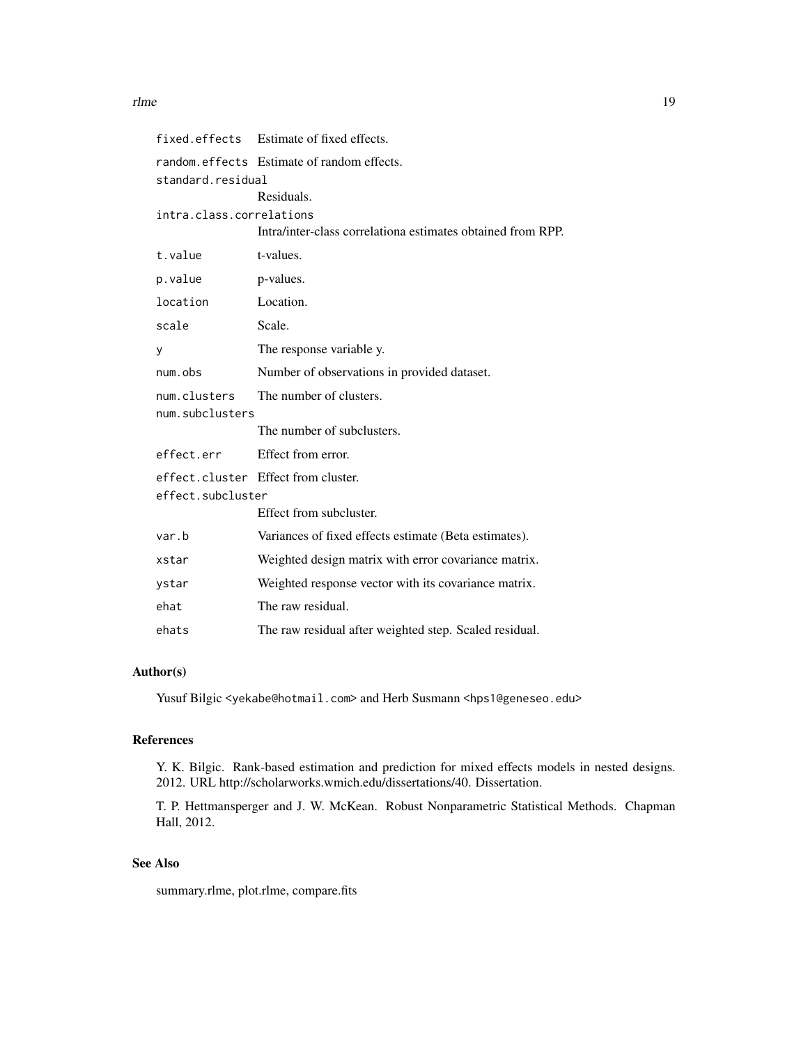| | |
|---|---|
| fixed.effects | Estimate of fixed effects. |
| random.effects | Estimate of random effects. |
| standard.residual | Residuals. |
| intra.class.correlations | Intra/inter-class correlationa estimates obtained from RPP. |
| t.value | t-values. |
| p.value | p-values. |
| location | Location. |
| scale | Scale. |
| y | The response variable y. |
| num.obs | Number of observations in provided dataset. |
| num.clusters | The number of clusters. |
| num.subclusters | The number of subclusters. |
| effect.err | Effect from error. |
| effect.cluster | Effect from cluster. |
| effect.subcluster | Effect from subcluster. |
| var.b | Variances of fixed effects estimate (Beta estimates). |
| xstar | Weighted design matrix with error covariance matrix. |
| ystar | Weighted response vector with its covariance matrix. |
| ehat | The raw residual. |
| ehats | The raw residual after weighted step. Scaled residual. |

## Author(s)

Yusuf Bilgic <yekabe@hotmail.com> and Herb Susmann <hps1@geneseo.edu>

## References

Y. K. Bilgic. Rank-based estimation and prediction for mixed effects models in nested designs. 2012. URL http://scholarworks.wmich.edu/dissertations/40. Dissertation.

T. P. Hettmansperger and J. W. McKean. Robust Nonparametric Statistical Methods. Chapman Hall, 2012.

## See Also

summary.rlme, plot.rlme, compare.fits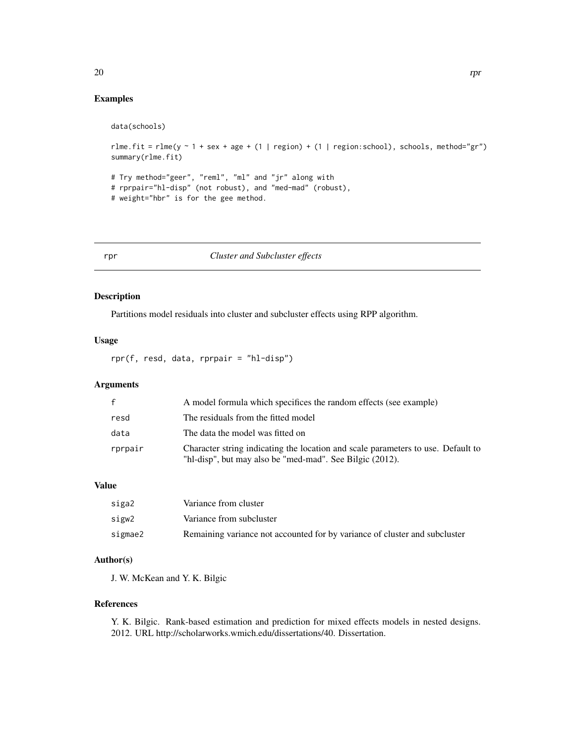## Examples

```
data(schools)

rlme.fit = rlme(y ~ 1 + sex + age + (1 | region) + (1 | region:school), schools, method="gr")
summary(rlme.fit)

# Try method="geer", "reml", "ml" and "jr" along with
# rprpair="hl-disp" (not robust), and "med-mad" (robust),
# weight="hbr" is for the gee method.
```

---

# rpr *Cluster and Subcluster effects*

---

## Description

Partitions model residuals into cluster and subcluster effects using RPP algorithm.

## Usage

```
rpr(f, resd, data, rprpair = "hl-disp")
```

## Arguments

| | |
|---|---|
| f | A model formula which specifices the random effects (see example) |
| resd | The residuals from the fitted model |
| data | The data the model was fitted on |
| rprpair | Character string indicating the location and scale parameters to use. Default to "hl-disp", but may also be "med-mad". See Bilgic (2012). |

## Value

| | |
|---|---|
| siga2 | Variance from cluster |
| sigw2 | Variance from subcluster |
| sigmae2 | Remaining variance not accounted for by variance of cluster and subcluster |

## Author(s)

J. W. McKean and Y. K. Bilgic

## References

Y. K. Bilgic. Rank-based estimation and prediction for mixed effects models in nested designs. 2012. URL http://scholarworks.wmich.edu/dissertations/40. Dissertation.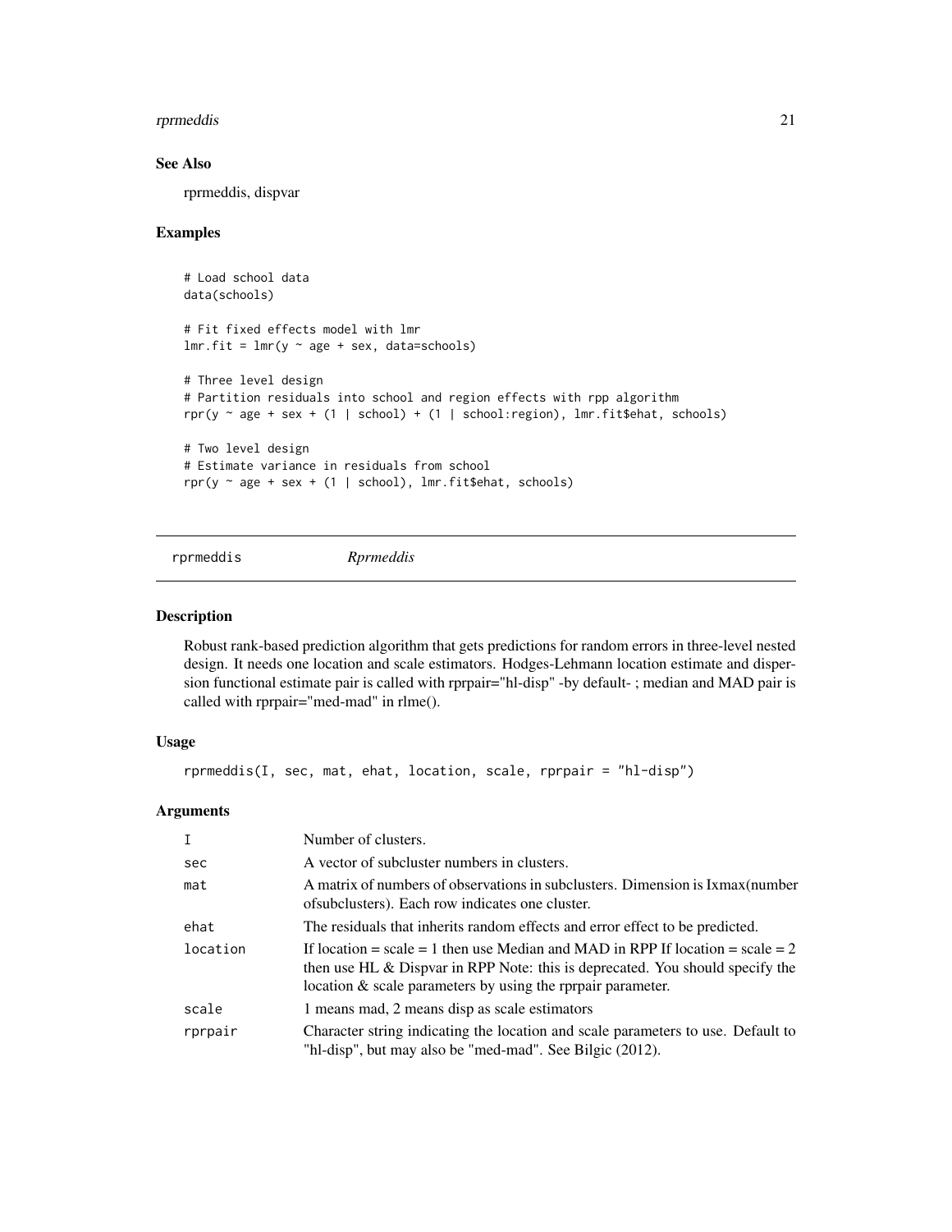## See Also

rprmeddis, dispvar

## Examples

```
# Load school data
data(schools)

# Fit fixed effects model with lmr
lmr.fit = lmr(y ~ age + sex, data=schools)

# Three level design
# Partition residuals into school and region effects with rpp algorithm
rpr(y ~ age + sex + (1 | school) + (1 | school:region), lmr.fit$ehat, schools)

# Two level design
# Estimate variance in residuals from school
rpr(y ~ age + sex + (1 | school), lmr.fit$ehat, schools)
```

---

# rprmeddis *Rprmeddis*

---

## Description

Robust rank-based prediction algorithm that gets predictions for random errors in three-level nested design. It needs one location and scale estimators. Hodges-Lehmann location estimate and dispersion functional estimate pair is called with rprpair="hl-disp" -by default- ; median and MAD pair is called with rprpair="med-mad" in rlme().

## Usage

```
rprmeddis(I, sec, mat, ehat, location, scale, rprpair = "hl-disp")
```

## Arguments

| | |
|---|---|
| I | Number of clusters. |
| sec | A vector of subcluster numbers in clusters. |
| mat | A matrix of numbers of observations in subclusters. Dimension is Ixmax(number ofsubclusters). Each row indicates one cluster. |
| ehat | The residuals that inherits random effects and error effect to be predicted. |
| location | If location = scale = 1 then use Median and MAD in RPP If location = scale = 2 then use HL & Dispvar in RPP Note: this is deprecated. You should specify the location & scale parameters by using the rprpair parameter. |
| scale | 1 means mad, 2 means disp as scale estimators |
| rprpair | Character string indicating the location and scale parameters to use. Default to "hl-disp", but may also be "med-mad". See Bilgic (2012). |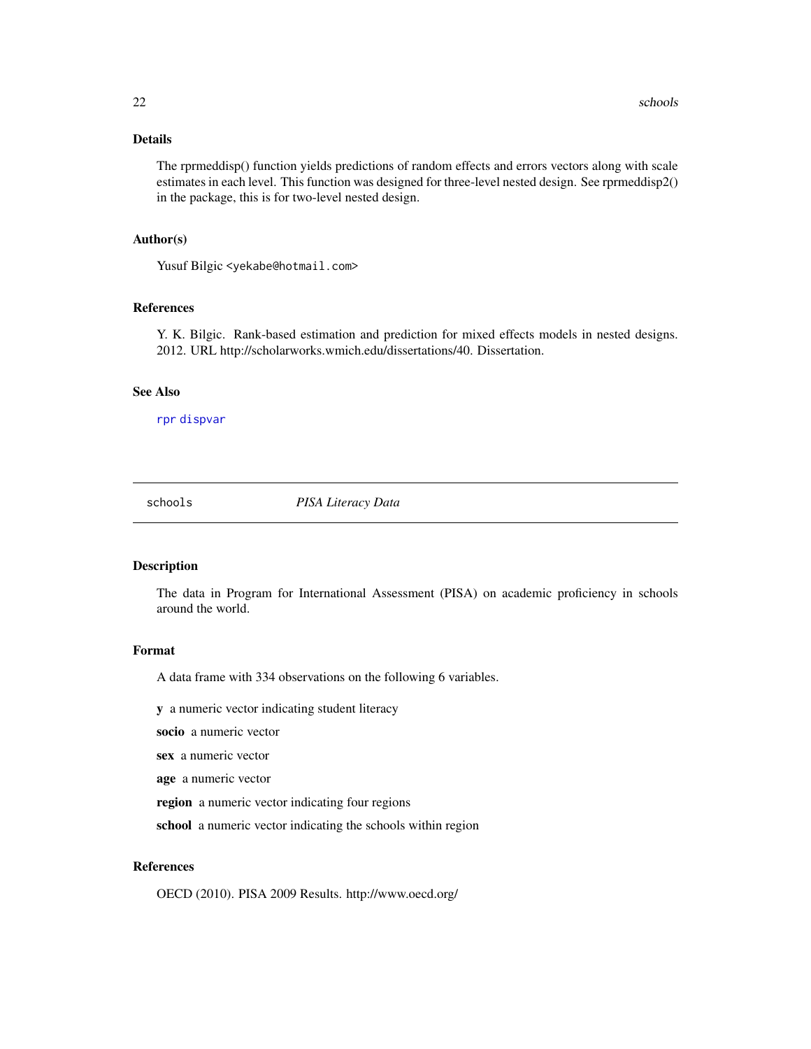### Details

The rprmeddisp() function yields predictions of random effects and errors vectors along with scale estimates in each level. This function was designed for three-level nested design. See rprmeddisp2() in the package, this is for two-level nested design.

### Author(s)

Yusuf Bilgic <yekabe@hotmail.com>

### References

Y. K. Bilgic. Rank-based estimation and prediction for mixed effects models in nested designs. 2012. URL http://scholarworks.wmich.edu/dissertations/40. Dissertation.

### See Also

rpr dispvar

---

## schools *PISA Literacy Data*

---

### Description

The data in Program for International Assessment (PISA) on academic proficiency in schools around the world.

### Format

A data frame with 334 observations on the following 6 variables.

**y** a numeric vector indicating student literacy

**socio** a numeric vector

**sex** a numeric vector

**age** a numeric vector

**region** a numeric vector indicating four regions

**school** a numeric vector indicating the schools within region

### References

OECD (2010). PISA 2009 Results. http://www.oecd.org/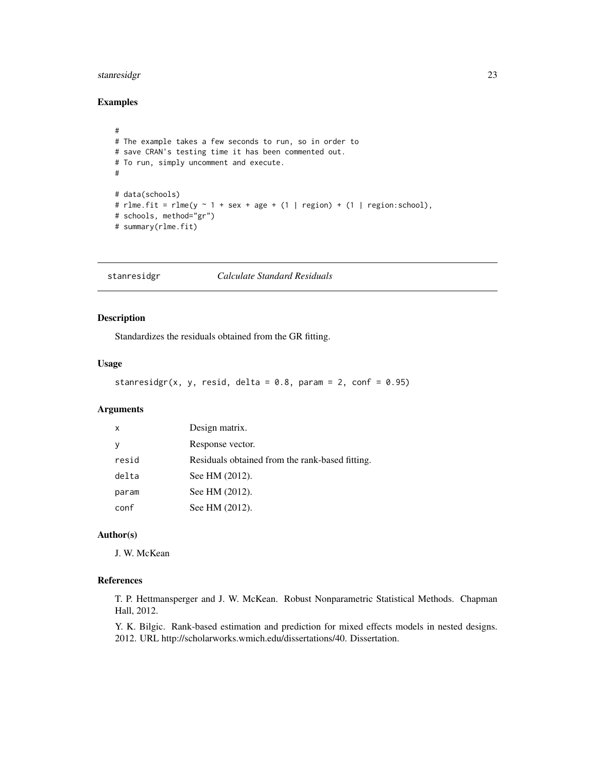## Examples

```
#
# The example takes a few seconds to run, so in order to
# save CRAN's testing time it has been commented out.
# To run, simply uncomment and execute.
#

# data(schools)
# rlme.fit = rlme(y ~ 1 + sex + age + (1 | region) + (1 | region:school),
# schools, method="gr")
# summary(rlme.fit)
```

---

# stanresidgr — *Calculate Standard Residuals*

## Description

Standardizes the residuals obtained from the GR fitting.

## Usage

```
stanresidgr(x, y, resid, delta = 0.8, param = 2, conf = 0.95)
```

## Arguments

| | |
|---|---|
| x | Design matrix. |
| y | Response vector. |
| resid | Residuals obtained from the rank-based fitting. |
| delta | See HM (2012). |
| param | See HM (2012). |
| conf | See HM (2012). |

## Author(s)

J. W. McKean

## References

T. P. Hettmansperger and J. W. McKean. Robust Nonparametric Statistical Methods. Chapman Hall, 2012.

Y. K. Bilgic. Rank-based estimation and prediction for mixed effects models in nested designs. 2012. URL http://scholarworks.wmich.edu/dissertations/40. Dissertation.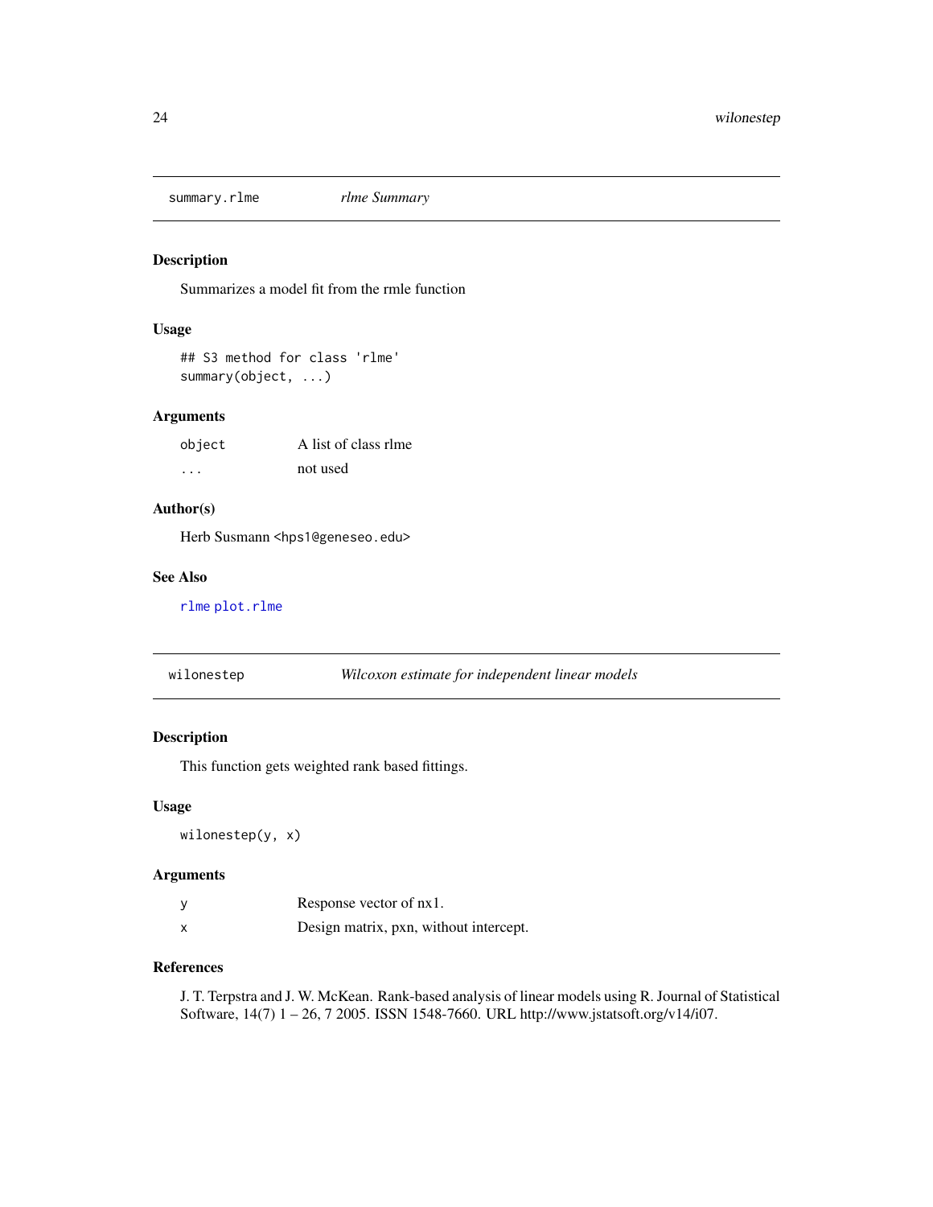## summary.rlme — *rlme Summary*

### Description

Summarizes a model fit from the rmle function

### Usage

```
## S3 method for class 'rlme'
summary(object, ...)
```

### Arguments

| | |
|---|---|
| object | A list of class rlme |
| ... | not used |

### Author(s)

Herb Susmann <hps1@geneseo.edu>

### See Also

rlme plot.rlme

## wilonestep — *Wilcoxon estimate for independent linear models*

### Description

This function gets weighted rank based fittings.

### Usage

```
wilonestep(y, x)
```

### Arguments

| | |
|---|---|
| y | Response vector of nx1. |
| x | Design matrix, pxn, without intercept. |

### References

J. T. Terpstra and J. W. McKean. Rank-based analysis of linear models using R. Journal of Statistical Software, 14(7) 1 – 26, 7 2005. ISSN 1548-7660. URL http://www.jstatsoft.org/v14/i07.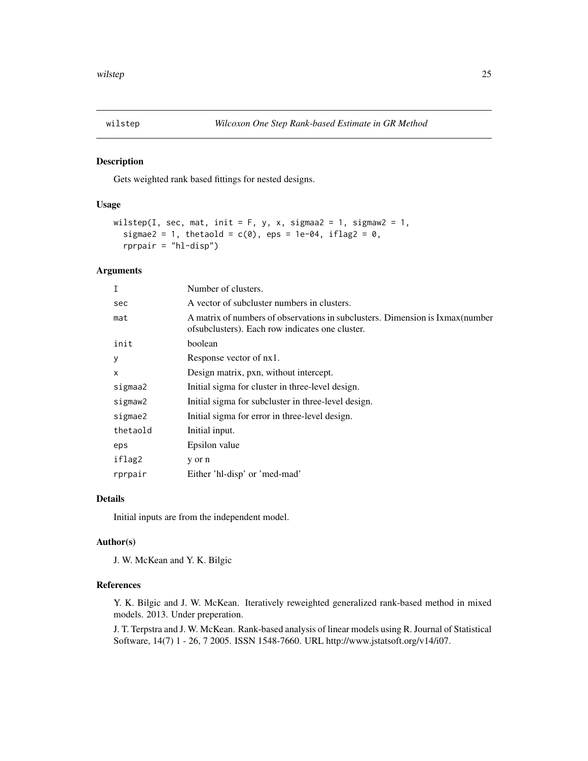# wilstep *Wilcoxon One Step Rank-based Estimate in GR Method*

## Description

Gets weighted rank based fittings for nested designs.

## Usage

```
wilstep(I, sec, mat, init = F, y, x, sigmaa2 = 1, sigmaw2 = 1,
  sigmae2 = 1, thetaold = c(0), eps = 1e-04, iflag2 = 0,
  rprpair = "hl-disp")
```

## Arguments

| | |
|---|---|
| `I` | Number of clusters. |
| `sec` | A vector of subcluster numbers in clusters. |
| `mat` | A matrix of numbers of observations in subclusters. Dimension is Ixmax(number ofsubclusters). Each row indicates one cluster. |
| `init` | boolean |
| `y` | Response vector of nx1. |
| `x` | Design matrix, pxn, without intercept. |
| `sigmaa2` | Initial sigma for cluster in three-level design. |
| `sigmaw2` | Initial sigma for subcluster in three-level design. |
| `sigmae2` | Initial sigma for error in three-level design. |
| `thetaold` | Initial input. |
| `eps` | Epsilon value |
| `iflag2` | y or n |
| `rprpair` | Either 'hl-disp' or 'med-mad' |

## Details

Initial inputs are from the independent model.

## Author(s)

J. W. McKean and Y. K. Bilgic

## References

Y. K. Bilgic and J. W. McKean. Iteratively reweighted generalized rank-based method in mixed models. 2013. Under preperation.

J. T. Terpstra and J. W. McKean. Rank-based analysis of linear models using R. Journal of Statistical Software, 14(7) 1 - 26, 7 2005. ISSN 1548-7660. URL http://www.jstatsoft.org/v14/i07.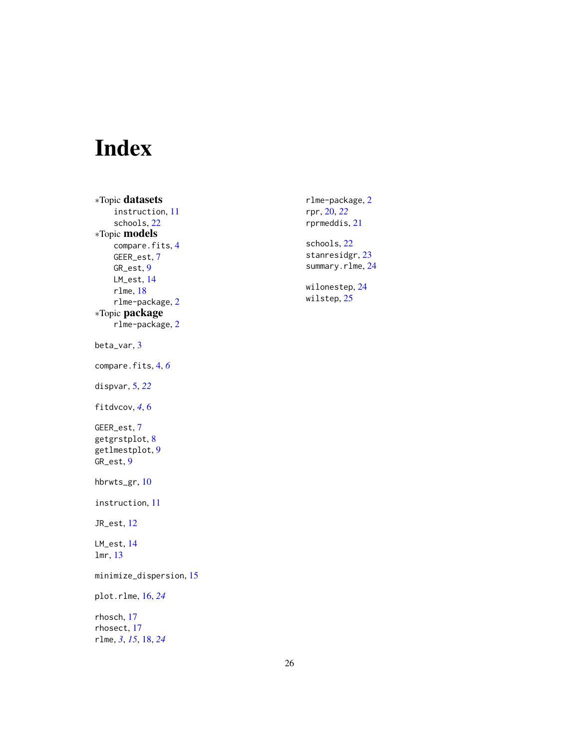# Index

*Topic **datasets**
    instruction, 11
    schools, 22
*Topic **models**
    compare.fits, 4
    GEER_est, 7
    GR_est, 9
    LM_est, 14
    rlme, 18
    rlme-package, 2
*Topic **package**
    rlme-package, 2

beta_var, 3

compare.fits, 4, *6*

dispvar, 5, *22*

fitdvcov, *4*, 6

GEER_est, 7
getgrstplot, 8
getlmestplot, 9
GR_est, 9

hbrwts_gr, 10

instruction, 11

JR_est, 12

LM_est, 14
lmr, 13

minimize_dispersion, 15

plot.rlme, 16, *24*

rhosch, 17
rhosect, 17
rlme, *3*, *15*, 18, *24*
rlme-package, 2
rpr, 20, *22*
rprmeddis, 21

schools, 22
stanresidgr, 23
summary.rlme, 24

wilonestep, 24
wilstep, 25